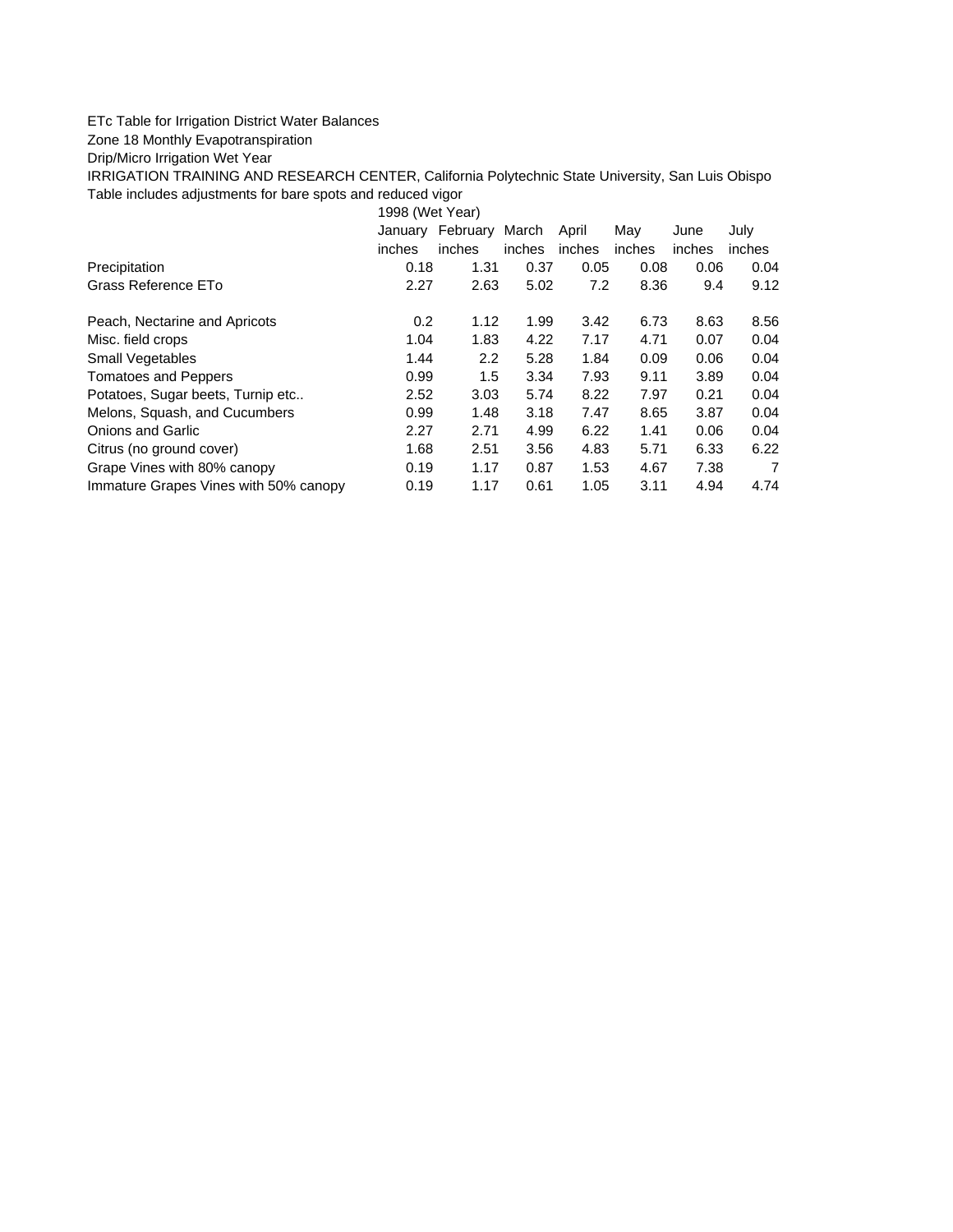ETc Table for Irrigation District Water Balances

Zone 18 Monthly Evapotranspiration

Drip/Micro Irrigation Wet Year

IRRIGATION TRAINING AND RESEARCH CENTER, California Polytechnic State University, San Luis Obispo

Table includes adjustments for bare spots and reduced vigor

| | 1998 (Wet Year) | | | | | | |
|---|---|---|---|---|---|---|---|
| | January | February | March | April | May | June | July |
| | inches | inches | inches | inches | inches | inches | inches |
| Precipitation | 0.18 | 1.31 | 0.37 | 0.05 | 0.08 | 0.06 | 0.04 |
| Grass Reference ETo | 2.27 | 2.63 | 5.02 | 7.2 | 8.36 | 9.4 | 9.12 |
| | | | | | | | |
| Peach, Nectarine and Apricots | 0.2 | 1.12 | 1.99 | 3.42 | 6.73 | 8.63 | 8.56 |
| Misc. field crops | 1.04 | 1.83 | 4.22 | 7.17 | 4.71 | 0.07 | 0.04 |
| Small Vegetables | 1.44 | 2.2 | 5.28 | 1.84 | 0.09 | 0.06 | 0.04 |
| Tomatoes and Peppers | 0.99 | 1.5 | 3.34 | 7.93 | 9.11 | 3.89 | 0.04 |
| Potatoes, Sugar beets, Turnip etc.. | 2.52 | 3.03 | 5.74 | 8.22 | 7.97 | 0.21 | 0.04 |
| Melons, Squash, and Cucumbers | 0.99 | 1.48 | 3.18 | 7.47 | 8.65 | 3.87 | 0.04 |
| Onions and Garlic | 2.27 | 2.71 | 4.99 | 6.22 | 1.41 | 0.06 | 0.04 |
| Citrus (no ground cover) | 1.68 | 2.51 | 3.56 | 4.83 | 5.71 | 6.33 | 6.22 |
| Grape Vines with 80% canopy | 0.19 | 1.17 | 0.87 | 1.53 | 4.67 | 7.38 | 7 |
| Immature Grapes Vines with 50% canopy | 0.19 | 1.17 | 0.61 | 1.05 | 3.11 | 4.94 | 4.74 |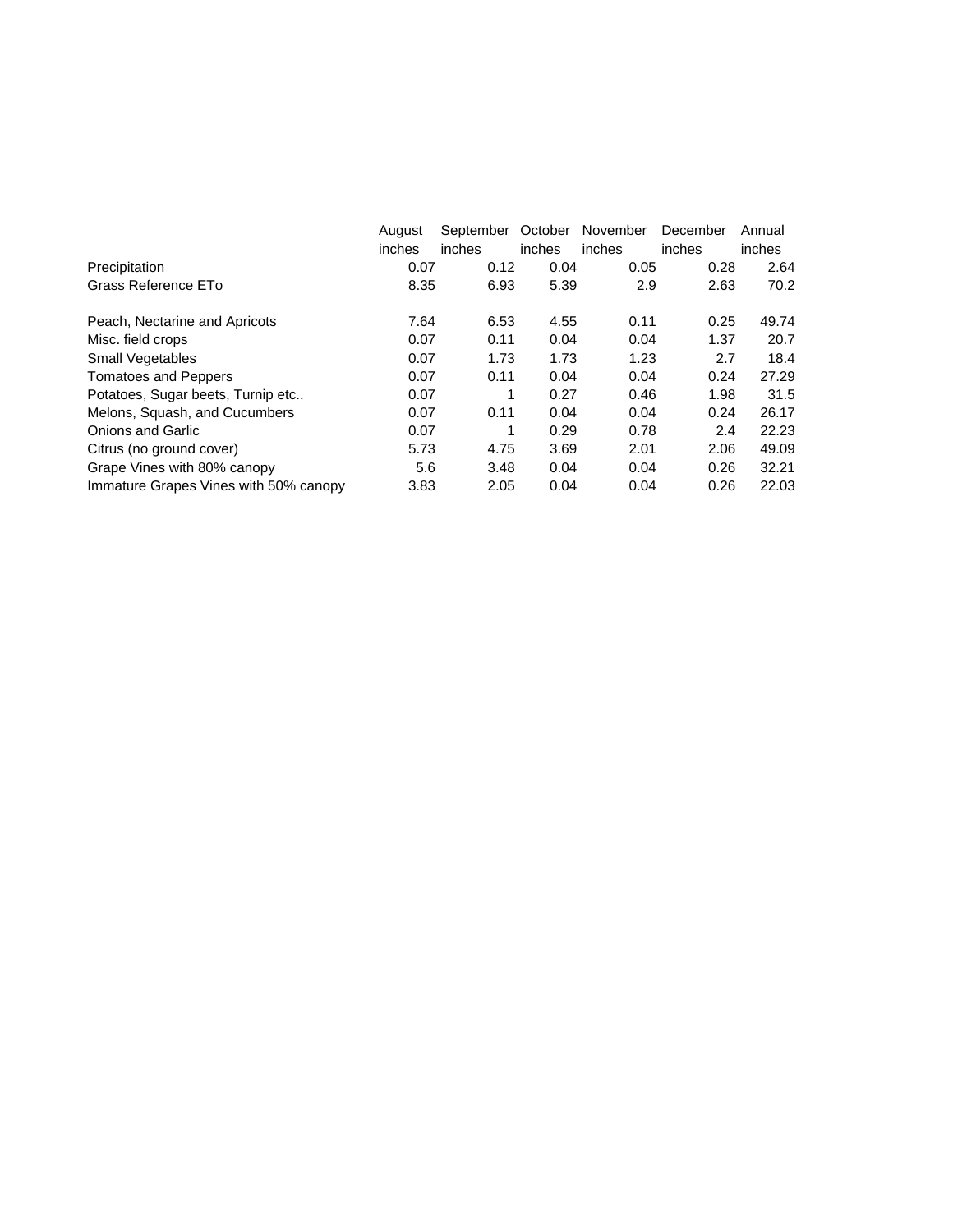| | August inches | September inches | October inches | November inches | December inches | Annual inches |
|---|---|---|---|---|---|---|
| Precipitation | 0.07 | 0.12 | 0.04 | 0.05 | 0.28 | 2.64 |
| Grass Reference ETo | 8.35 | 6.93 | 5.39 | 2.9 | 2.63 | 70.2 |
| | | | | | | |
| Peach, Nectarine and Apricots | 7.64 | 6.53 | 4.55 | 0.11 | 0.25 | 49.74 |
| Misc. field crops | 0.07 | 0.11 | 0.04 | 0.04 | 1.37 | 20.7 |
| Small Vegetables | 0.07 | 1.73 | 1.73 | 1.23 | 2.7 | 18.4 |
| Tomatoes and Peppers | 0.07 | 0.11 | 0.04 | 0.04 | 0.24 | 27.29 |
| Potatoes, Sugar beets, Turnip etc.. | 0.07 | 1 | 0.27 | 0.46 | 1.98 | 31.5 |
| Melons, Squash, and Cucumbers | 0.07 | 0.11 | 0.04 | 0.04 | 0.24 | 26.17 |
| Onions and Garlic | 0.07 | 1 | 0.29 | 0.78 | 2.4 | 22.23 |
| Citrus (no ground cover) | 5.73 | 4.75 | 3.69 | 2.01 | 2.06 | 49.09 |
| Grape Vines with 80% canopy | 5.6 | 3.48 | 0.04 | 0.04 | 0.26 | 32.21 |
| Immature Grapes Vines with 50% canopy | 3.83 | 2.05 | 0.04 | 0.04 | 0.26 | 22.03 |